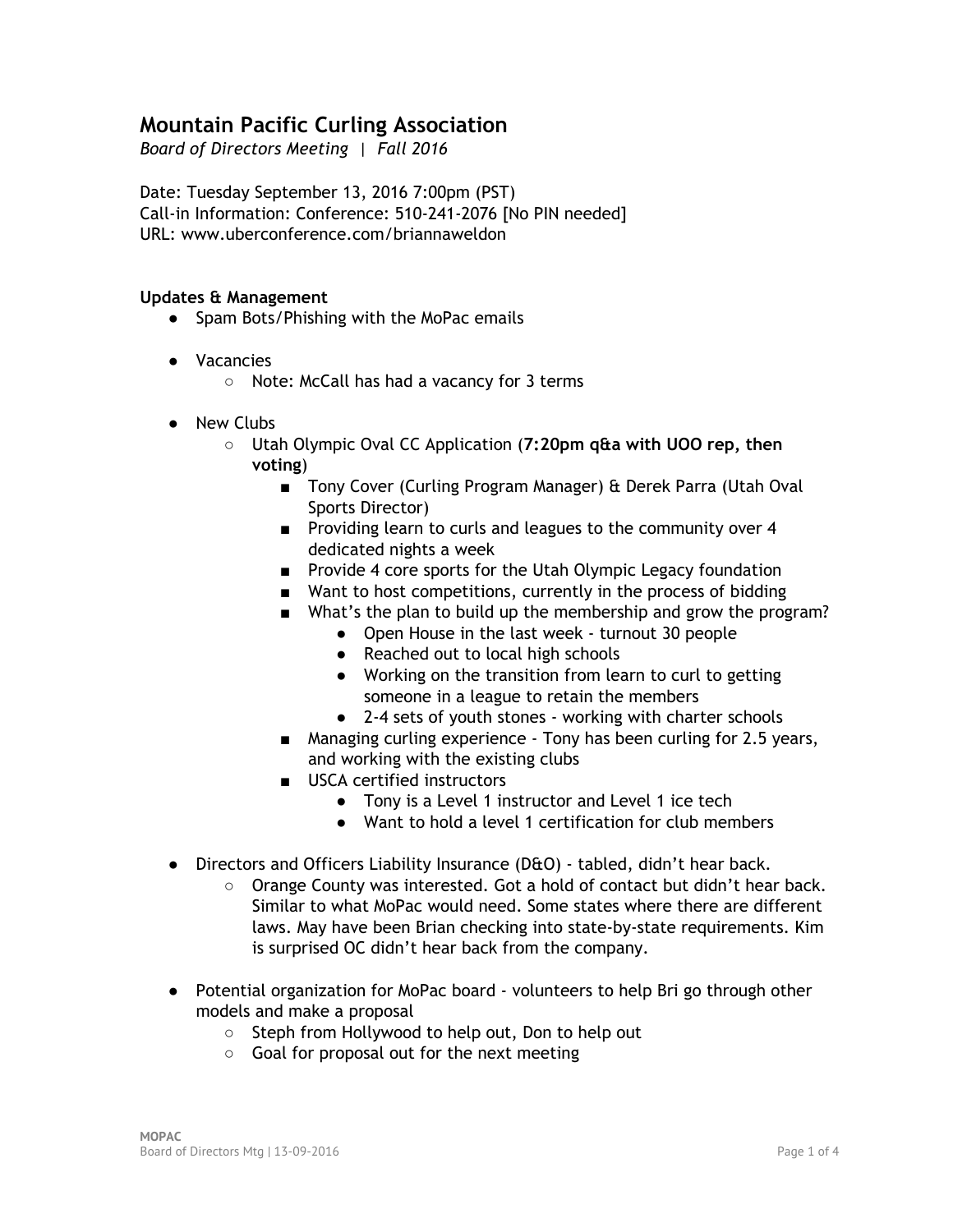# Mountain Pacific Curling Association

*Board of Directors Meeting | Fall 2016*

Date: Tuesday September 13, 2016 7:00pm (PST)
Call-in Information: Conference: 510-241-2076 [No PIN needed]
URL: www.uberconference.com/briannaweldon

**Updates & Management**

- Spam Bots/Phishing with the MoPac emails

- Vacancies
  - Note: McCall has had a vacancy for 3 terms

- New Clubs
  - Utah Olympic Oval CC Application (**7:20pm q&a with UOO rep, then voting**)
    - Tony Cover (Curling Program Manager) & Derek Parra (Utah Oval Sports Director)
    - Providing learn to curls and leagues to the community over 4 dedicated nights a week
    - Provide 4 core sports for the Utah Olympic Legacy foundation
    - Want to host competitions, currently in the process of bidding
    - What's the plan to build up the membership and grow the program?
      - Open House in the last week - turnout 30 people
      - Reached out to local high schools
      - Working on the transition from learn to curl to getting someone in a league to retain the members
      - 2-4 sets of youth stones - working with charter schools
    - Managing curling experience - Tony has been curling for 2.5 years, and working with the existing clubs
    - USCA certified instructors
      - Tony is a Level 1 instructor and Level 1 ice tech
      - Want to hold a level 1 certification for club members

- Directors and Officers Liability Insurance (D&O) - tabled, didn't hear back.
  - Orange County was interested. Got a hold of contact but didn't hear back. Similar to what MoPac would need. Some states where there are different laws. May have been Brian checking into state-by-state requirements. Kim is surprised OC didn't hear back from the company.

- Potential organization for MoPac board - volunteers to help Bri go through other models and make a proposal
  - Steph from Hollywood to help out, Don to help out
  - Goal for proposal out for the next meeting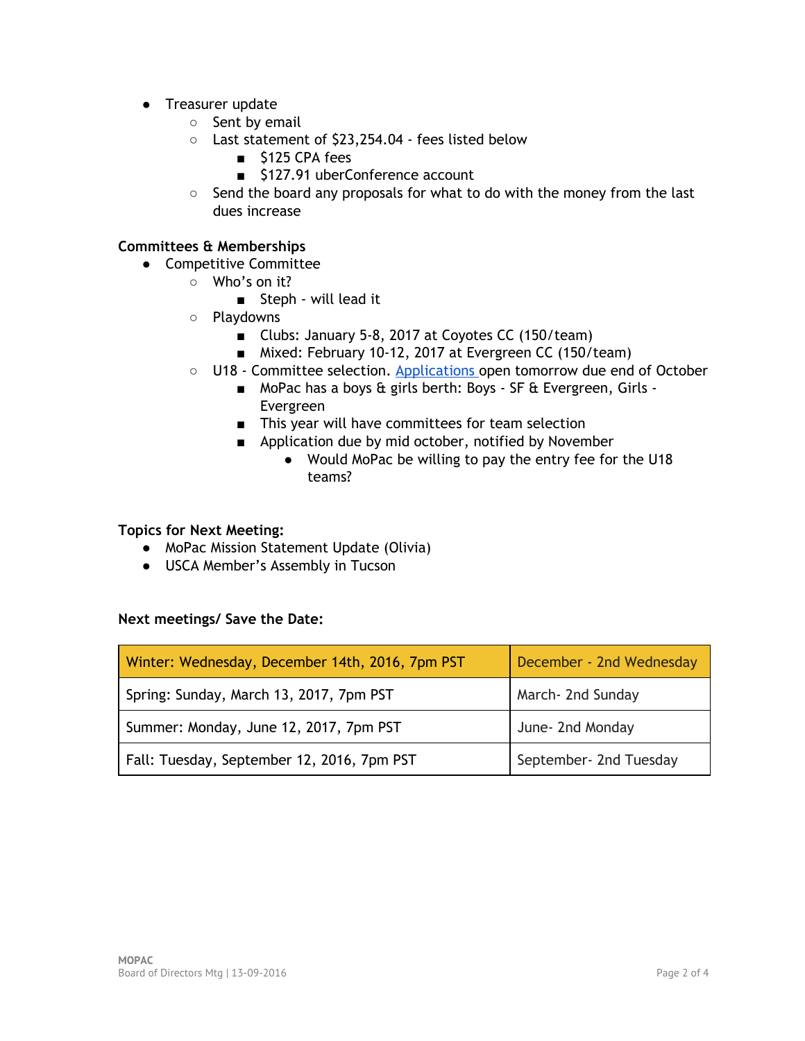- Treasurer update
  - Sent by email
  - Last statement of $23,254.04 - fees listed below
    - $125 CPA fees
    - $127.91 uberConference account
  - Send the board any proposals for what to do with the money from the last dues increase

**Committees & Memberships**

- Competitive Committee
  - Who's on it?
    - Steph - will lead it
  - Playdowns
    - Clubs: January 5-8, 2017 at Coyotes CC (150/team)
    - Mixed: February 10-12, 2017 at Evergreen CC (150/team)
  - U18 - Committee selection. Applications open tomorrow due end of October
    - MoPac has a boys & girls berth: Boys - SF & Evergreen, Girls - Evergreen
    - This year will have committees for team selection
    - Application due by mid october, notified by November
      - Would MoPac be willing to pay the entry fee for the U18 teams?

**Topics for Next Meeting:**

- MoPac Mission Statement Update (Olivia)
- USCA Member's Assembly in Tucson

**Next meetings/ Save the Date:**

| Winter: Wednesday, December 14th, 2016, 7pm PST | December - 2nd Wednesday |
|---|---|
| Spring: Sunday, March 13, 2017, 7pm PST | March- 2nd Sunday |
| Summer: Monday, June 12, 2017, 7pm PST | June- 2nd Monday |
| Fall: Tuesday, September 12, 2016, 7pm PST | September- 2nd Tuesday |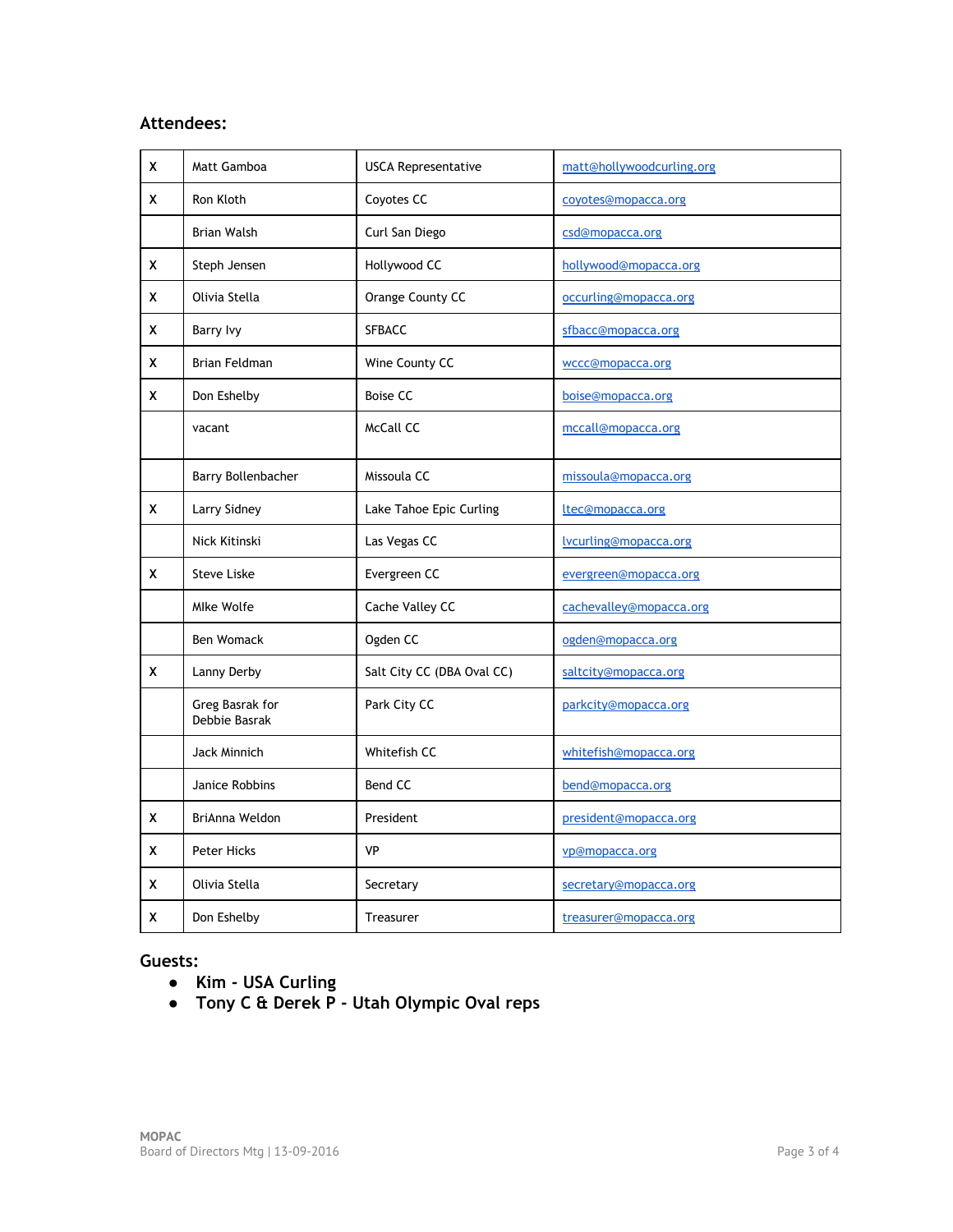## Attendees:

| | | | |
|---|---|---|---|
| X | Matt Gamboa | USCA Representative | matt@hollywoodcurling.org |
| X | Ron Kloth | Coyotes CC | coyotes@mopacca.org |
| | Brian Walsh | Curl San Diego | csd@mopacca.org |
| X | Steph Jensen | Hollywood CC | hollywood@mopacca.org |
| X | Olivia Stella | Orange County CC | occurling@mopacca.org |
| X | Barry Ivy | SFBACC | sfbacc@mopacca.org |
| X | Brian Feldman | Wine County CC | wccc@mopacca.org |
| X | Don Eshelby | Boise CC | boise@mopacca.org |
| | vacant | McCall CC | mccall@mopacca.org |
| | Barry Bollenbacher | Missoula CC | missoula@mopacca.org |
| X | Larry Sidney | Lake Tahoe Epic Curling | ltec@mopacca.org |
| | Nick Kitinski | Las Vegas CC | lvcurling@mopacca.org |
| X | Steve Liske | Evergreen CC | evergreen@mopacca.org |
| | MIke Wolfe | Cache Valley CC | cachevalley@mopacca.org |
| | Ben Womack | Ogden CC | ogden@mopacca.org |
| X | Lanny Derby | Salt City CC (DBA Oval CC) | saltcity@mopacca.org |
| | Greg Basrak for Debbie Basrak | Park City CC | parkcity@mopacca.org |
| | Jack Minnich | Whitefish CC | whitefish@mopacca.org |
| | Janice Robbins | Bend CC | bend@mopacca.org |
| X | BriAnna Weldon | President | president@mopacca.org |
| X | Peter Hicks | VP | vp@mopacca.org |
| X | Olivia Stella | Secretary | secretary@mopacca.org |
| X | Don Eshelby | Treasurer | treasurer@mopacca.org |

## Guests:

- **Kim - USA Curling**
- **Tony C & Derek P - Utah Olympic Oval reps**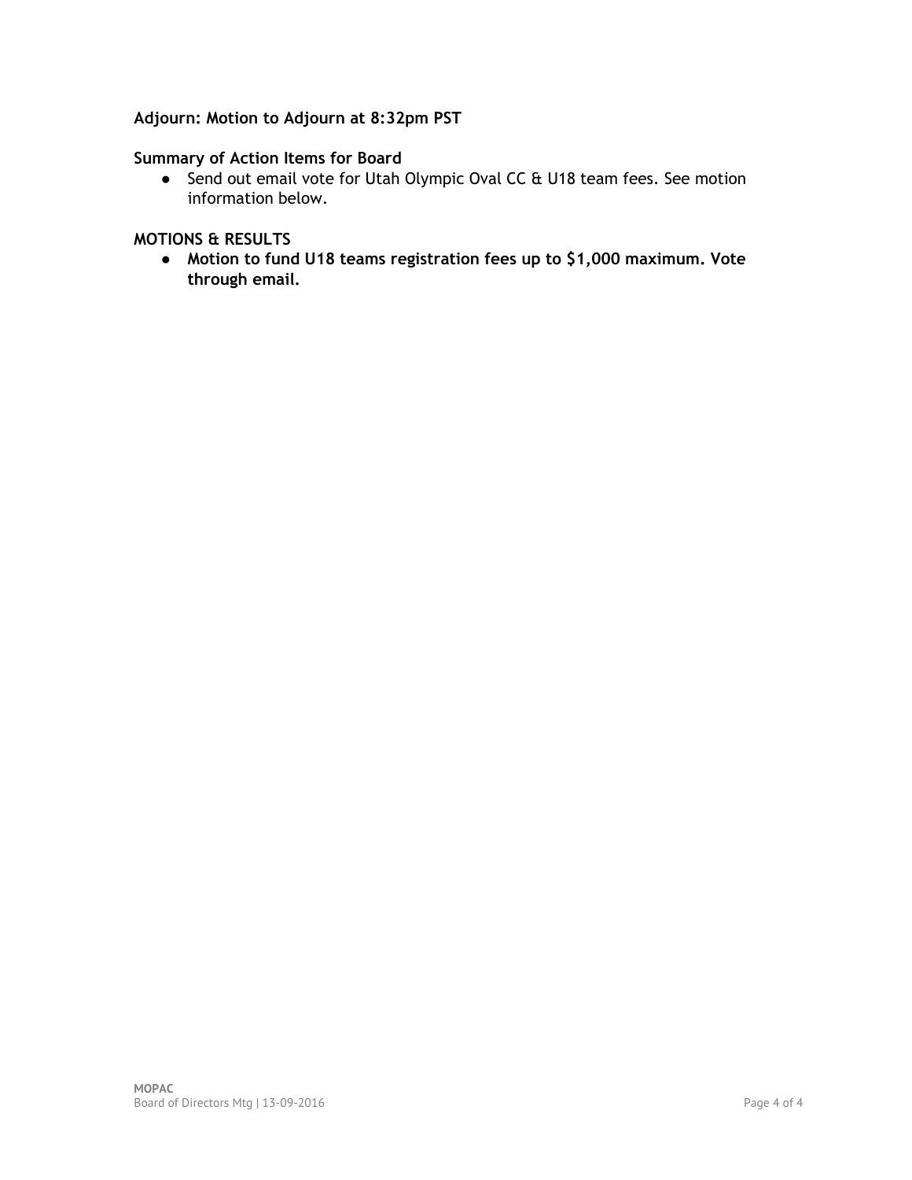**Adjourn: Motion to Adjourn at 8:32pm PST**

**Summary of Action Items for Board**

- Send out email vote for Utah Olympic Oval CC & U18 team fees. See motion information below.

**MOTIONS & RESULTS**

- **Motion to fund U18 teams registration fees up to $1,000 maximum. Vote through email.**